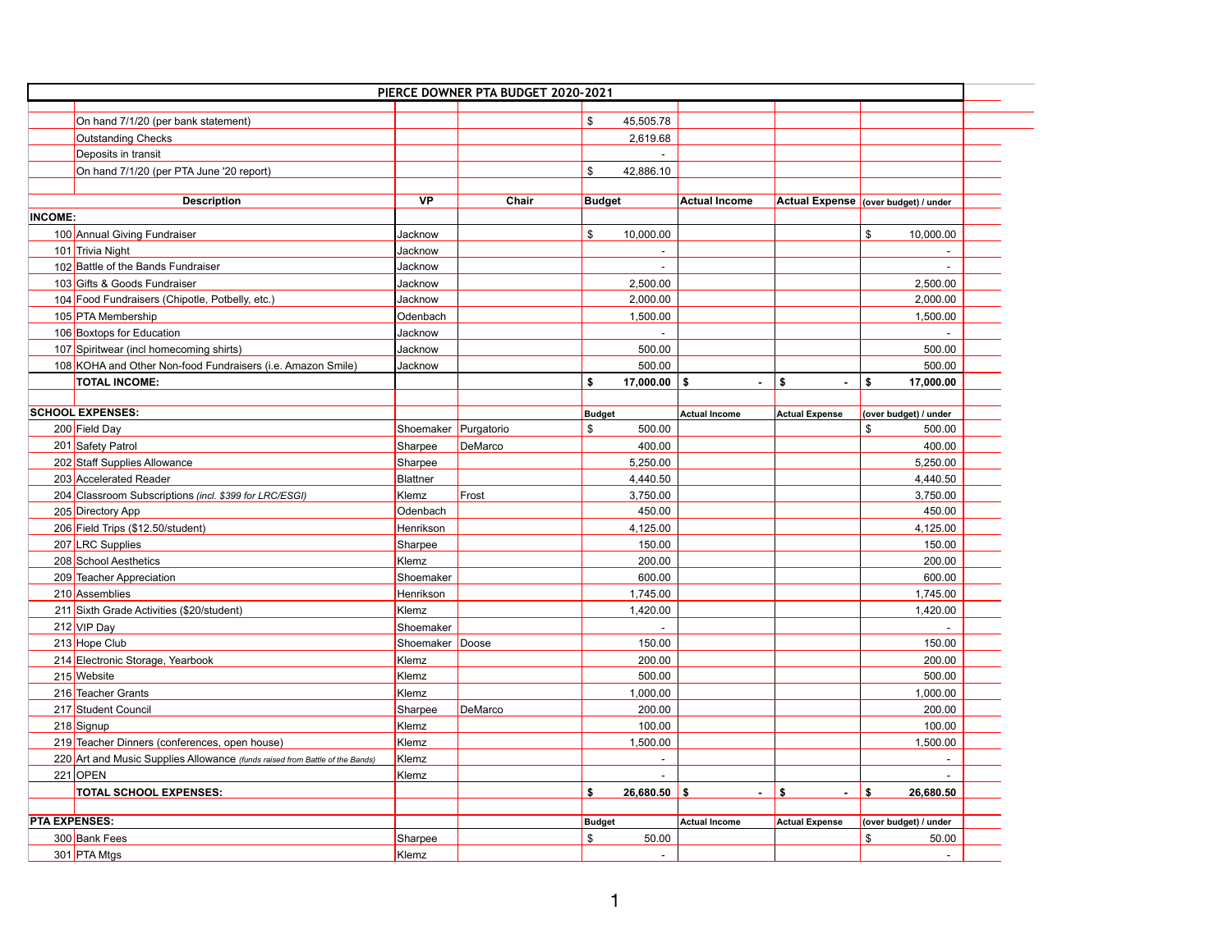# PIERCE DOWNER PTA BUDGET 2020-2021

| | | VP | Chair | Budget | Actual Income | Actual Expense | (over budget) / under |
|---|---|---|---|---|---|---|---|
| | On hand 7/1/20 (per bank statement) | | | $ 45,505.78 | | | |
| | Outstanding Checks | | | 2,619.68 | | | |
| | Deposits in transit | | | - | | | |
| | On hand 7/1/20 (per PTA June '20 report) | | | $ 42,886.10 | | | |
| | **Description** | **VP** | **Chair** | **Budget** | **Actual Income** | **Actual Expense** | **(over budget) / under** |
| **INCOME:** | | | | | | | |
| 100 | Annual Giving Fundraiser | Jacknow | | $ 10,000.00 | | | $ 10,000.00 |
| 101 | Trivia Night | Jacknow | | - | | | - |
| 102 | Battle of the Bands Fundraiser | Jacknow | | - | | | - |
| 103 | Gifts & Goods Fundraiser | Jacknow | | 2,500.00 | | | 2,500.00 |
| 104 | Food Fundraisers (Chipotle, Potbelly, etc.) | Jacknow | | 2,000.00 | | | 2,000.00 |
| 105 | PTA Membership | Odenbach | | 1,500.00 | | | 1,500.00 |
| 106 | Boxtops for Education | Jacknow | | - | | | - |
| 107 | Spiritwear (incl homecoming shirts) | Jacknow | | 500.00 | | | 500.00 |
| 108 | KOHA and Other Non-food Fundraisers (i.e. Amazon Smile) | Jacknow | | 500.00 | | | 500.00 |
| | **TOTAL INCOME:** | | | **$ 17,000.00** | **$ -** | **$ -** | **$ 17,000.00** |
| **SCHOOL EXPENSES:** | | | | **Budget** | **Actual Income** | **Actual Expense** | **(over budget) / under** |
| 200 | Field Day | Shoemaker | Purgatorio | $ 500.00 | | | $ 500.00 |
| 201 | Safety Patrol | Sharpee | DeMarco | 400.00 | | | 400.00 |
| 202 | Staff Supplies Allowance | Sharpee | | 5,250.00 | | | 5,250.00 |
| 203 | Accelerated Reader | Blattner | | 4,440.50 | | | 4,440.50 |
| 204 | Classroom Subscriptions *(incl. $399 for LRC/ESGI)* | Klemz | Frost | 3,750.00 | | | 3,750.00 |
| 205 | Directory App | Odenbach | | 450.00 | | | 450.00 |
| 206 | Field Trips ($12.50/student) | Henrikson | | 4,125.00 | | | 4,125.00 |
| 207 | LRC Supplies | Sharpee | | 150.00 | | | 150.00 |
| 208 | School Aesthetics | Klemz | | 200.00 | | | 200.00 |
| 209 | Teacher Appreciation | Shoemaker | | 600.00 | | | 600.00 |
| 210 | Assemblies | Henrikson | | 1,745.00 | | | 1,745.00 |
| 211 | Sixth Grade Activities ($20/student) | Klemz | | 1,420.00 | | | 1,420.00 |
| 212 | VIP Day | Shoemaker | | - | | | - |
| 213 | Hope Club | Shoemaker | Doose | 150.00 | | | 150.00 |
| 214 | Electronic Storage, Yearbook | Klemz | | 200.00 | | | 200.00 |
| 215 | Website | Klemz | | 500.00 | | | 500.00 |
| 216 | Teacher Grants | Klemz | | 1,000.00 | | | 1,000.00 |
| 217 | Student Council | Sharpee | DeMarco | 200.00 | | | 200.00 |
| 218 | Signup | Klemz | | 100.00 | | | 100.00 |
| 219 | Teacher Dinners (conferences, open house) | Klemz | | 1,500.00 | | | 1,500.00 |
| 220 | Art and Music Supplies Allowance *(funds raised from Battle of the Bands)* | Klemz | | - | | | - |
| 221 | OPEN | Klemz | | - | | | - |
| | **TOTAL SCHOOL EXPENSES:** | | | **$ 26,680.50** | **$ -** | **$ -** | **$ 26,680.50** |
| **PTA EXPENSES:** | | | | **Budget** | **Actual Income** | **Actual Expense** | **(over budget) / under** |
| 300 | Bank Fees | Sharpee | | $ 50.00 | | | $ 50.00 |
| 301 | PTA Mtgs | Klemz | | - | | | - |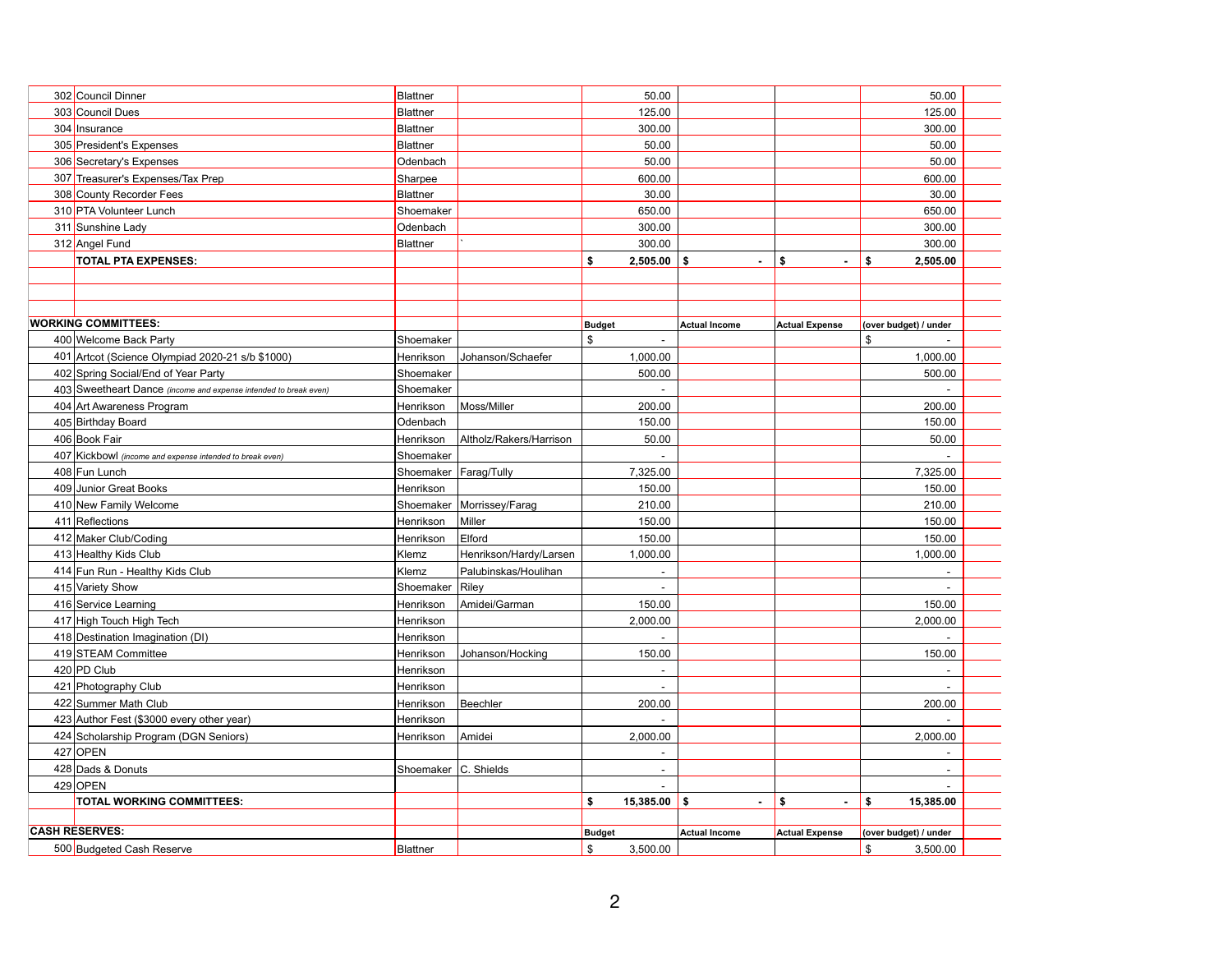| | | | | | | | |
|---|---|---|---|---|---|---|---|
| 302 | Council Dinner | Blattner | | 50.00 | | | 50.00 |
| 303 | Council Dues | Blattner | | 125.00 | | | 125.00 |
| 304 | Insurance | Blattner | | 300.00 | | | 300.00 |
| 305 | President's Expenses | Blattner | | 50.00 | | | 50.00 |
| 306 | Secretary's Expenses | Odenbach | | 50.00 | | | 50.00 |
| 307 | Treasurer's Expenses/Tax Prep | Sharpee | | 600.00 | | | 600.00 |
| 308 | County Recorder Fees | Blattner | | 30.00 | | | 30.00 |
| 310 | PTA Volunteer Lunch | Shoemaker | | 650.00 | | | 650.00 |
| 311 | Sunshine Lady | Odenbach | | 300.00 | | | 300.00 |
| 312 | Angel Fund | Blattner | ` | 300.00 | | | 300.00 |
| | **TOTAL PTA EXPENSES:** | | | **$ 2,505.00** | **$ -** | **$ -** | **$ 2,505.00** |
| | | | | | | | |
| | | | | | | | |
| | | | | | | | |
| **WORKING COMMITTEES:** | | | | **Budget** | **Actual Income** | **Actual Expense** | **(over budget) / under** |
| 400 | Welcome Back Party | Shoemaker | | $ - | | | $ - |
| 401 | Artcot (Science Olympiad 2020-21 s/b $1000) | Henrikson | Johanson/Schaefer | 1,000.00 | | | 1,000.00 |
| 402 | Spring Social/End of Year Party | Shoemaker | | 500.00 | | | 500.00 |
| 403 | Sweetheart Dance *(income and expense intended to break even)* | Shoemaker | | - | | | - |
| 404 | Art Awareness Program | Henrikson | Moss/Miller | 200.00 | | | 200.00 |
| 405 | Birthday Board | Odenbach | | 150.00 | | | 150.00 |
| 406 | Book Fair | Henrikson | Altholz/Rakers/Harrison | 50.00 | | | 50.00 |
| 407 | Kickbowl *(income and expense intended to break even)* | Shoemaker | | - | | | - |
| 408 | Fun Lunch | Shoemaker | Farag/Tully | 7,325.00 | | | 7,325.00 |
| 409 | Junior Great Books | Henrikson | | 150.00 | | | 150.00 |
| 410 | New Family Welcome | Shoemaker | Morrissey/Farag | 210.00 | | | 210.00 |
| 411 | Reflections | Henrikson | Miller | 150.00 | | | 150.00 |
| 412 | Maker Club/Coding | Henrikson | Elford | 150.00 | | | 150.00 |
| 413 | Healthy Kids Club | Klemz | Henrikson/Hardy/Larsen | 1,000.00 | | | 1,000.00 |
| 414 | Fun Run - Healthy Kids Club | Klemz | Palubinskas/Houlihan | - | | | - |
| 415 | Variety Show | Shoemaker | Riley | - | | | - |
| 416 | Service Learning | Henrikson | Amidei/Garman | 150.00 | | | 150.00 |
| 417 | High Touch High Tech | Henrikson | | 2,000.00 | | | 2,000.00 |
| 418 | Destination Imagination (DI) | Henrikson | | - | | | - |
| 419 | STEAM Committee | Henrikson | Johanson/Hocking | 150.00 | | | 150.00 |
| 420 | PD Club | Henrikson | | - | | | - |
| 421 | Photography Club | Henrikson | | - | | | - |
| 422 | Summer Math Club | Henrikson | Beechler | 200.00 | | | 200.00 |
| 423 | Author Fest ($3000 every other year) | Henrikson | | - | | | - |
| 424 | Scholarship Program (DGN Seniors) | Henrikson | Amidei | 2,000.00 | | | 2,000.00 |
| 427 | OPEN | | | - | | | - |
| 428 | Dads & Donuts | Shoemaker | C. Shields | - | | | - |
| 429 | OPEN | | | - | | | - |
| | **TOTAL WORKING COMMITTEES:** | | | **$ 15,385.00** | **$ -** | **$ -** | **$ 15,385.00** |
| | | | | | | | |
| **CASH RESERVES:** | | | | **Budget** | **Actual Income** | **Actual Expense** | **(over budget) / under** |
| 500 | Budgeted Cash Reserve | Blattner | | $ 3,500.00 | | | $ 3,500.00 |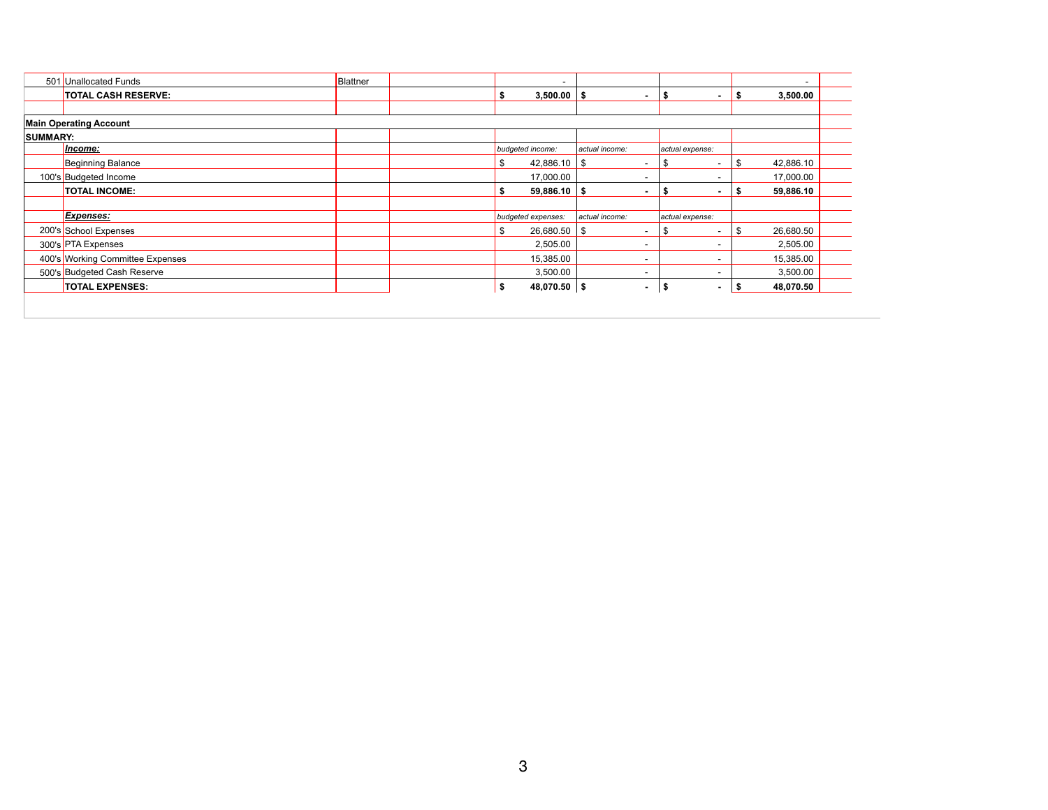| | | | | | | | |
|---|---|---|---|---|---|---|---|
| 501 | Unallocated Funds | Blattner | | - | | | - |
| | **TOTAL CASH RESERVE:** | | | **$ 3,500.00** | **$ -** | **$ -** | **$ 3,500.00** |
| | | | | | | | |
| **Main Operating Account** | | | | | | | |
| **SUMMARY:** | | | | | | | |
| | ***Income:*** | | | *budgeted income:* | *actual income:* | *actual expense:* | |
| | Beginning Balance | | | $ 42,886.10 | $ - | $ - | $ 42,886.10 |
| 100's | Budgeted Income | | | 17,000.00 | - | - | 17,000.00 |
| | **TOTAL INCOME:** | | | **$ 59,886.10** | **$ -** | **$ -** | **$ 59,886.10** |
| | | | | | | | |
| | ***Expenses:*** | | | *budgeted expenses:* | *actual income:* | *actual expense:* | |
| 200's | School Expenses | | | $ 26,680.50 | $ - | $ - | $ 26,680.50 |
| 300's | PTA Expenses | | | 2,505.00 | - | - | 2,505.00 |
| 400's | Working Committee Expenses | | | 15,385.00 | - | - | 15,385.00 |
| 500's | Budgeted Cash Reserve | | | 3,500.00 | - | - | 3,500.00 |
| | **TOTAL EXPENSES:** | | | **$ 48,070.50** | **$ -** | **$ -** | **$ 48,070.50** |